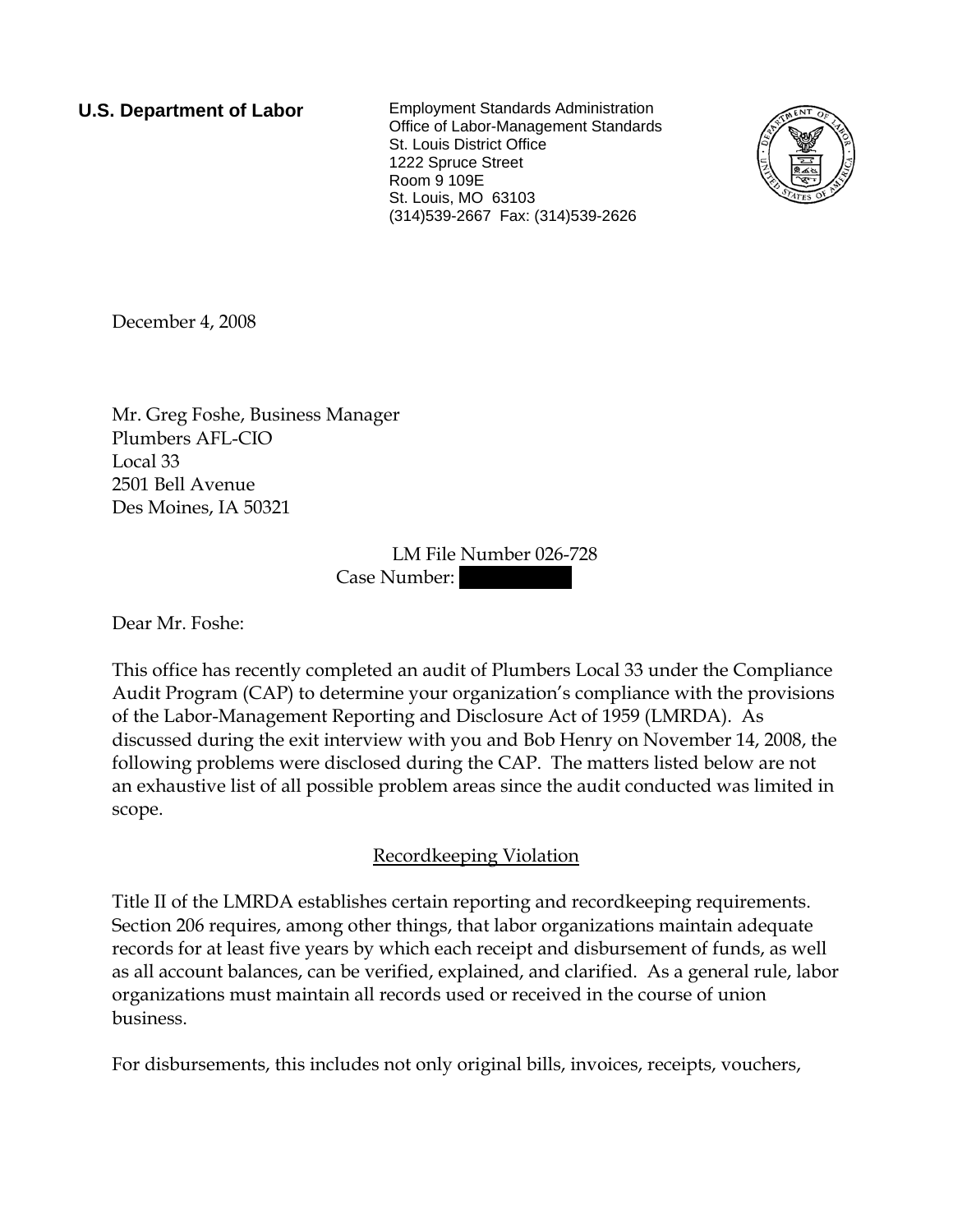**U.S. Department of Labor**

Employment Standards Administration
Office of Labor-Management Standards
St. Louis District Office
1222 Spruce Street
Room 9 109E
St. Louis, MO 63103
(314)539-2667 Fax: (314)539-2626

December 4, 2008

Mr. Greg Foshe, Business Manager
Plumbers AFL-CIO
Local 33
2501 Bell Avenue
Des Moines, IA 50321

LM File Number 026-728
Case Number:

Dear Mr. Foshe:

This office has recently completed an audit of Plumbers Local 33 under the Compliance Audit Program (CAP) to determine your organization's compliance with the provisions of the Labor-Management Reporting and Disclosure Act of 1959 (LMRDA). As discussed during the exit interview with you and Bob Henry on November 14, 2008, the following problems were disclosed during the CAP. The matters listed below are not an exhaustive list of all possible problem areas since the audit conducted was limited in scope.

Recordkeeping Violation

Title II of the LMRDA establishes certain reporting and recordkeeping requirements. Section 206 requires, among other things, that labor organizations maintain adequate records for at least five years by which each receipt and disbursement of funds, as well as all account balances, can be verified, explained, and clarified. As a general rule, labor organizations must maintain all records used or received in the course of union business.

For disbursements, this includes not only original bills, invoices, receipts, vouchers,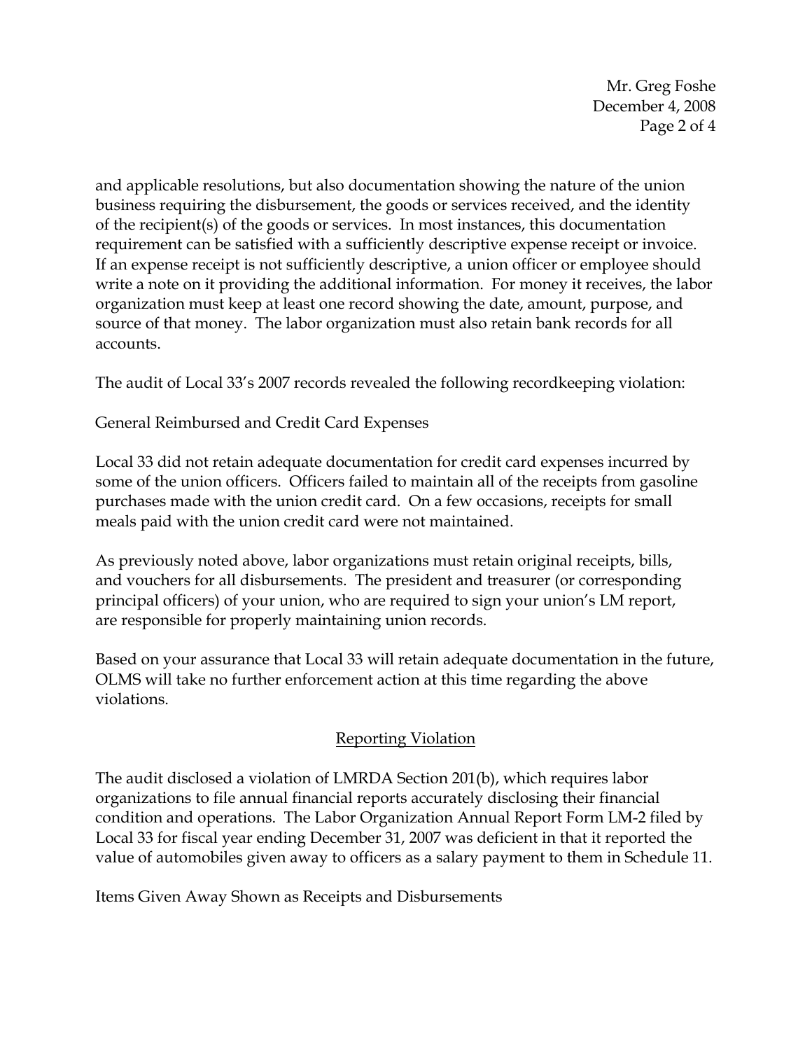and applicable resolutions, but also documentation showing the nature of the union business requiring the disbursement, the goods or services received, and the identity of the recipient(s) of the goods or services. In most instances, this documentation requirement can be satisfied with a sufficiently descriptive expense receipt or invoice. If an expense receipt is not sufficiently descriptive, a union officer or employee should write a note on it providing the additional information. For money it receives, the labor organization must keep at least one record showing the date, amount, purpose, and source of that money. The labor organization must also retain bank records for all accounts.

The audit of Local 33's 2007 records revealed the following recordkeeping violation:

General Reimbursed and Credit Card Expenses

Local 33 did not retain adequate documentation for credit card expenses incurred by some of the union officers. Officers failed to maintain all of the receipts from gasoline purchases made with the union credit card. On a few occasions, receipts for small meals paid with the union credit card were not maintained.

As previously noted above, labor organizations must retain original receipts, bills, and vouchers for all disbursements. The president and treasurer (or corresponding principal officers) of your union, who are required to sign your union's LM report, are responsible for properly maintaining union records.

Based on your assurance that Local 33 will retain adequate documentation in the future, OLMS will take no further enforcement action at this time regarding the above violations.

## Reporting Violation

The audit disclosed a violation of LMRDA Section 201(b), which requires labor organizations to file annual financial reports accurately disclosing their financial condition and operations. The Labor Organization Annual Report Form LM-2 filed by Local 33 for fiscal year ending December 31, 2007 was deficient in that it reported the value of automobiles given away to officers as a salary payment to them in Schedule 11.

Items Given Away Shown as Receipts and Disbursements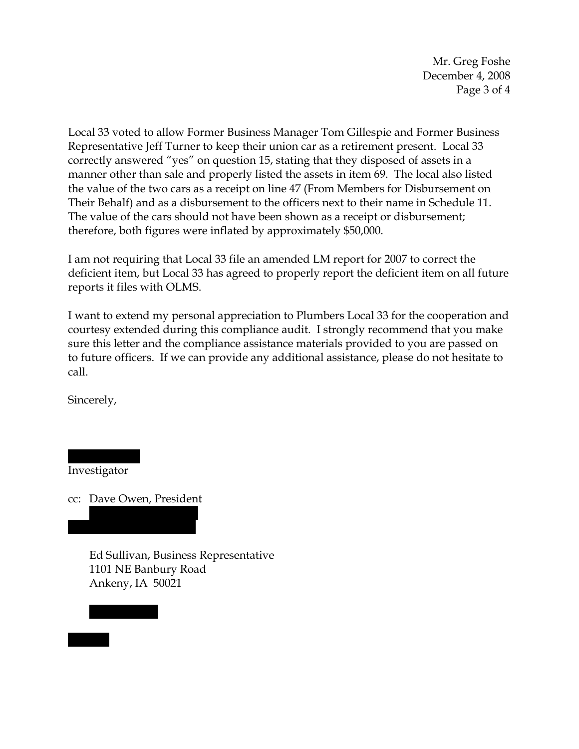Local 33 voted to allow Former Business Manager Tom Gillespie and Former Business Representative Jeff Turner to keep their union car as a retirement present. Local 33 correctly answered "yes" on question 15, stating that they disposed of assets in a manner other than sale and properly listed the assets in item 69. The local also listed the value of the two cars as a receipt on line 47 (From Members for Disbursement on Their Behalf) and as a disbursement to the officers next to their name in Schedule 11. The value of the cars should not have been shown as a receipt or disbursement; therefore, both figures were inflated by approximately $50,000.

I am not requiring that Local 33 file an amended LM report for 2007 to correct the deficient item, but Local 33 has agreed to properly report the deficient item on all future reports it files with OLMS.

I want to extend my personal appreciation to Plumbers Local 33 for the cooperation and courtesy extended during this compliance audit. I strongly recommend that you make sure this letter and the compliance assistance materials provided to you are passed on to future officers. If we can provide any additional assistance, please do not hesitate to call.

Sincerely,

Investigator

cc: Dave Owen, President

Ed Sullivan, Business Representative
1101 NE Banbury Road
Ankeny, IA 50021